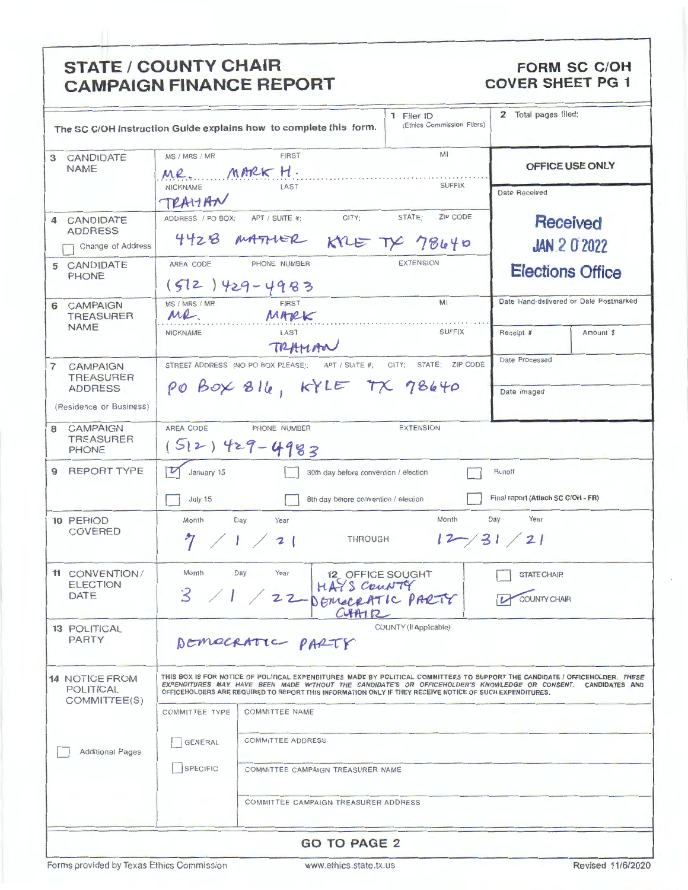# STATE / COUNTY CHAIR CAMPAIGN FINANCE REPORT

## FORM SC C/OH COVER SHEET PG 1

The SC C/OH Instruction Guide explains how to complete this form.

**1** Filer ID (Ethics Commission Filers):

**2** Total pages filed:

**OFFICE USE ONLY**

Date Received: **Received JAN 20 2022 Elections Office**

Date Hand-delivered or Date Postmarked:

Receipt #: | Amount $:

Date Processed:

Date Imaged:

**3 CANDIDATE NAME**
- MS / MRS / MR: MR.
- FIRST: MARK
- MI: H.
- NICKNAME:
- LAST: TRAHAN
- SUFFIX:

**4 CANDIDATE ADDRESS**
- ADDRESS / PO BOX; APT / SUITE #; CITY; STATE; ZIP CODE: 4428 MATHER KYLE TX 78640
- ☐ Change of Address

**5 CANDIDATE PHONE**
- AREA CODE / PHONE NUMBER / EXTENSION: (512) 429-4983

**6 CAMPAIGN TREASURER NAME**
- MS / MRS / MR: MR.
- FIRST: MARK
- MI:
- NICKNAME:
- LAST: TRAHAN
- SUFFIX:

**7 CAMPAIGN TREASURER ADDRESS** (Residence or Business)
- STREET ADDRESS (NO PO BOX PLEASE); APT / SUITE #; CITY; STATE; ZIP CODE: PO BOX 816, KYLE TX 78640

**8 CAMPAIGN TREASURER PHONE**
- AREA CODE / PHONE NUMBER / EXTENSION: (512) 429-4983

**9 REPORT TYPE**
- ☑ January 15
- ☐ July 15
- ☐ 30th day before convention / election
- ☐ 8th day before convention / election
- ☐ Runoff
- ☐ Final report (Attach SC C/OH - FR)

**10 PERIOD COVERED**
- Month / Day / Year: 7 / 1 / 21 THROUGH Month / Day / Year: 12 / 31 / 21

**11 CONVENTION / ELECTION DATE**
- Month / Day / Year: 3 / 1 / 22

**12 OFFICE SOUGHT**
- HAYS COUNTY DEMOCRATIC PARTY CHAIR
- ☐ STATE CHAIR
- ☑ COUNTY CHAIR

**13 POLITICAL PARTY**
- DEMOCRATIC PARTY
- COUNTY (If Applicable):

**14 NOTICE FROM POLITICAL COMMITTEE(S)**

THIS BOX IS FOR NOTICE OF POLITICAL EXPENDITURES MADE BY POLITICAL COMMITTEES TO SUPPORT THE CANDIDATE / OFFICEHOLDER. *THESE EXPENDITURES MAY HAVE BEEN MADE WITHOUT THE CANDIDATE'S OR OFFICEHOLDER'S KNOWLEDGE OR CONSENT.* CANDIDATES AND OFFICEHOLDERS ARE REQUIRED TO REPORT THIS INFORMATION ONLY IF THEY RECEIVE NOTICE OF SUCH EXPENDITURES.

- ☐ Additional Pages
- COMMITTEE TYPE: ☐ GENERAL ☐ SPECIFIC
- COMMITTEE NAME:
- COMMITTEE ADDRESS:
- COMMITTEE CAMPAIGN TREASURER NAME:
- COMMITTEE CAMPAIGN TREASURER ADDRESS:

**GO TO PAGE 2**

Forms provided by Texas Ethics Commission | www.ethics.state.tx.us | Revised 11/6/2020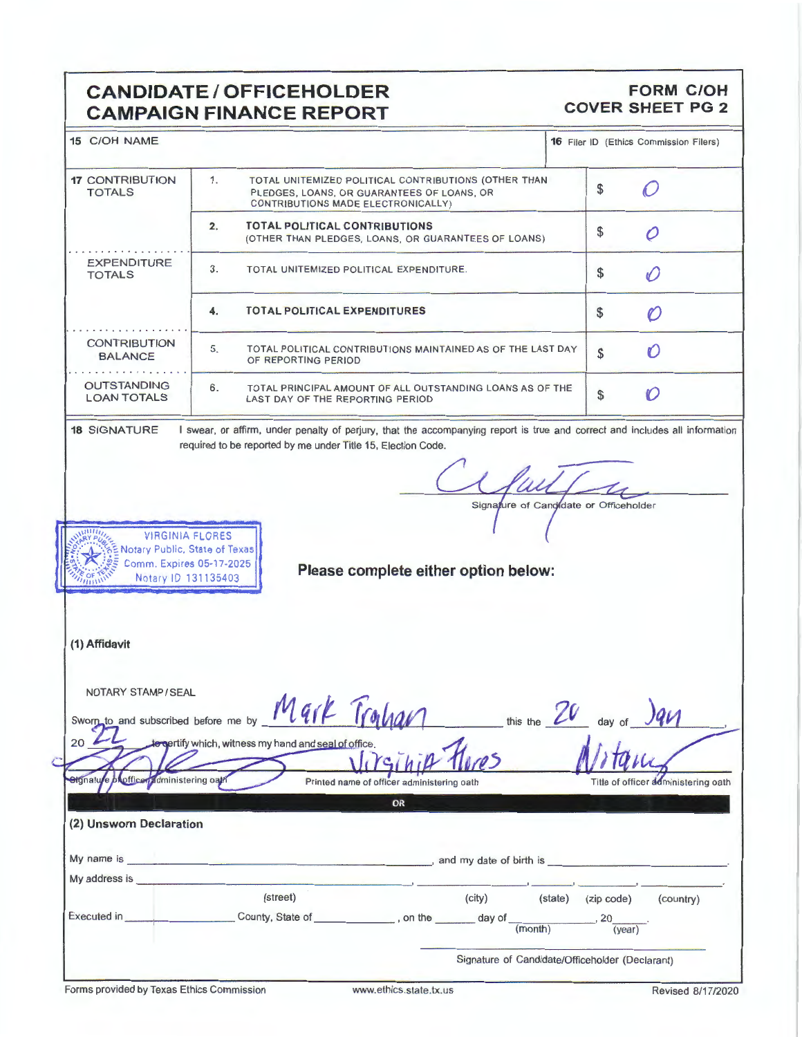# CANDIDATE / OFFICEHOLDER CAMPAIGN FINANCE REPORT

**FORM C/OH COVER SHEET PG 2**

| 15 C/OH NAME | | | 16 Filer ID (Ethics Commission Filers) |
|---|---|---|---|
| **17 CONTRIBUTION TOTALS** | 1. | TOTAL UNITEMIZED POLITICAL CONTRIBUTIONS (OTHER THAN PLEDGES, LOANS, OR GUARANTEES OF LOANS, OR CONTRIBUTIONS MADE ELECTRONICALLY) | $ 0 |
| | 2. | **TOTAL POLITICAL CONTRIBUTIONS** (OTHER THAN PLEDGES, LOANS, OR GUARANTEES OF LOANS) | $ 0 |
| EXPENDITURE TOTALS | 3. | TOTAL UNITEMIZED POLITICAL EXPENDITURE. | $ 0 |
| | 4. | **TOTAL POLITICAL EXPENDITURES** | $ 0 |
| CONTRIBUTION BALANCE | 5. | TOTAL POLITICAL CONTRIBUTIONS MAINTAINED AS OF THE LAST DAY OF REPORTING PERIOD | $ 0 |
| OUTSTANDING LOAN TOTALS | 6. | TOTAL PRINCIPAL AMOUNT OF ALL OUTSTANDING LOANS AS OF THE LAST DAY OF THE REPORTING PERIOD | $ 0 |

**18 SIGNATURE** I swear, or affirm, under penalty of perjury, that the accompanying report is true and correct and includes all information required to be reported by me under Title 15, Election Code.

[signature]

Signature of Candidate or Officeholder

VIRGINIA FLORES
Notary Public, State of Texas
Comm. Expires 05-17-2025
Notary ID 131135403

**Please complete either option below:**

**(1) Affidavit**

NOTARY STAMP / SEAL

Sworn to and subscribed before me by Mark Trahan this the 20 day of Jan, 20 22 to certify which, witness my hand and seal of office.

[signature] Signature of officer administering oath | Virginia Flores Printed name of officer administering oath | Notary Title of officer administering oath

OR

**(2) Unsworn Declaration**

My name is ______________________, and my date of birth is ______________.

My address is ______________, ______________, ______, ______________, ______________.
(street) (city) (state) (zip code) (country)

Executed in ______________ County, State of ______________, on the ______ day of ______________ (month), 20____ (year).

______________________
Signature of Candidate/Officeholder (Declarant)

Forms provided by Texas Ethics Commission | www.ethics.state.tx.us | Revised 8/17/2020